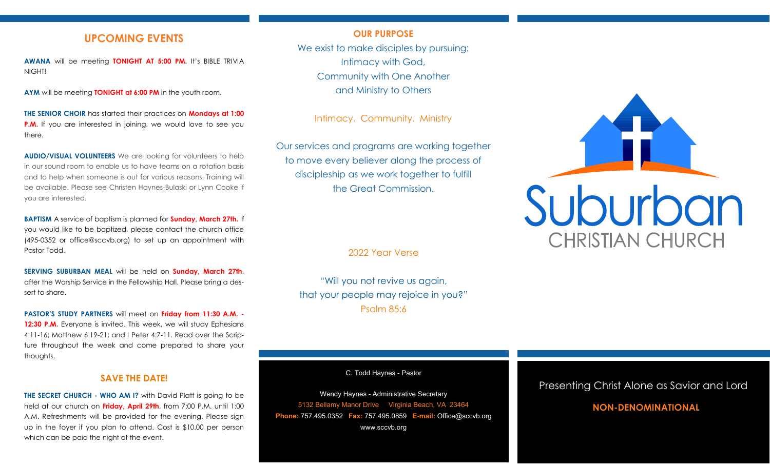## UPCOMING EVENTS

**AWANA** will be meeting **TONIGHT AT 5:00 PM.** It's BIBLE TRIVIA NIGHT!

**AYM** will be meeting **TONIGHT at 6:00 PM** in the youth room.

**THE SENIOR CHOIR** has started their practices on **Mondays at 1:00 P.M.** If you are interested in joining, we would love to see you there.

**AUDIO/VISUAL VOLUNTEERS** We are looking for volunteers to help in our sound room to enable us to have teams on a rotation basis and to help when someone is out for various reasons. Training will be available. Please see Christen Haynes-Bulaski or Lynn Cooke if you are interested.

**BAPTISM** A service of baptism is planned for **Sunday, March 27th.** If you would like to be baptized, please contact the church office (495-0352 or office@sccvb.org) to set up an appointment with Pastor Todd.

**SERVING SUBURBAN MEAL** will be held on **Sunday, March 27th**, after the Worship Service in the Fellowship Hall. Please bring a dessert to share.

**PASTOR'S STUDY PARTNERS** will meet on **Friday from 11:30 A.M. - 12:30 P.M.** Everyone is invited. This week, we will study Ephesians 4:11-16; Matthew 6:19-21; and I Peter 4:7-11. Read over the Scripture throughout the week and come prepared to share your thoughts.

## SAVE THE DATE!

**THE SECRET CHURCH - WHO AM I?** with David Platt is going to be held at our church on **Friday, April 29th**, from 7:00 P.M. until 1:00 A.M. Refreshments will be provided for the evening. Please sign up in the foyer if you plan to attend. Cost is $10.00 per person which can be paid the night of the event.

## OUR PURPOSE

We exist to make disciples by pursuing:
Intimacy with God,
Community with One Another
and Ministry to Others

Intimacy. Community. Ministry

Our services and programs are working together to move every believer along the process of discipleship as we work together to fulfill the Great Commission.

2022 Year Verse

"Will you not revive us again,
that your people may rejoice in you?"
Psalm 85:6

C. Todd Haynes - Pastor

Wendy Haynes - Administrative Secretary
5132 Bellamy Manor Drive Virginia Beach, VA 23464
**Phone:** 757.495.0352 **Fax:** 757.495.0859 **E-mail:** Office@sccvb.org
www.sccvb.org

# Suburban
## CHRISTIAN CHURCH

Presenting Christ Alone as Savior and Lord

**NON-DENOMINATIONAL**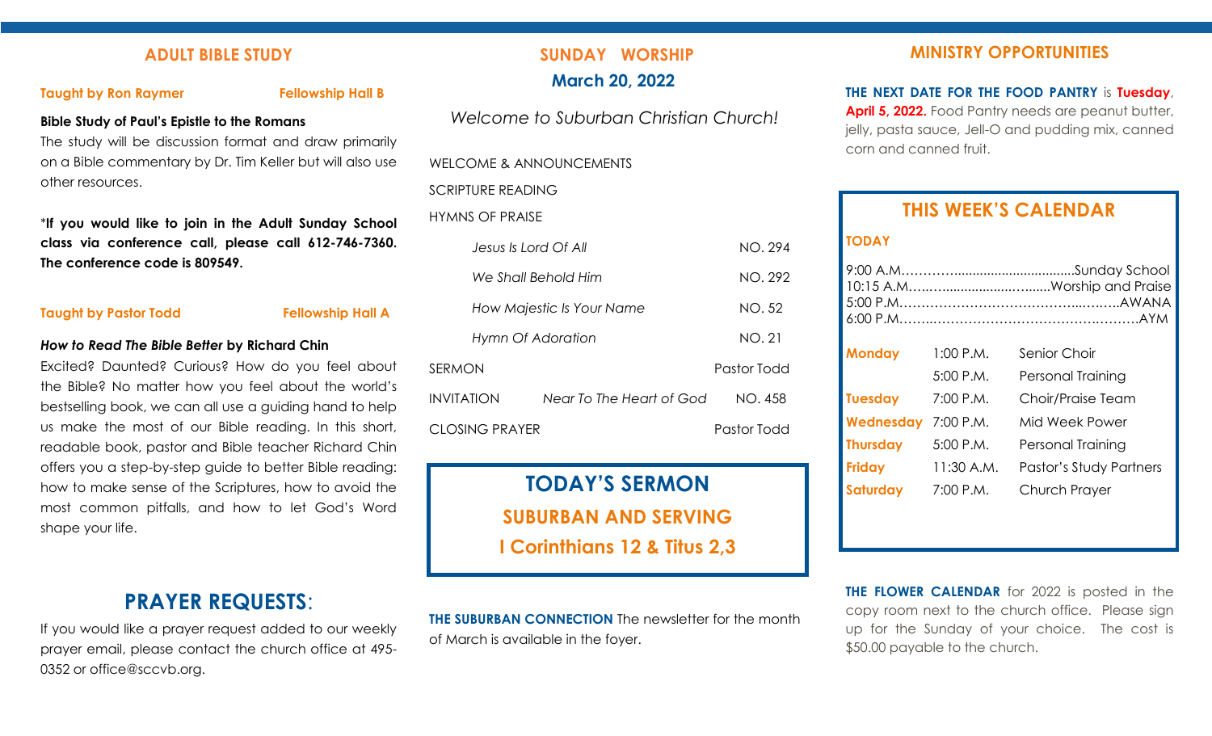## ADULT BIBLE STUDY

**Taught by Ron Raymer** **Fellowship Hall B**

**Bible Study of Paul's Epistle to the Romans**

The study will be discussion format and draw primarily on a Bible commentary by Dr. Tim Keller but will also use other resources.

**\*If you would like to join in the Adult Sunday School class via conference call, please call 612-746-7360. The conference code is 809549.**

**Taught by Pastor Todd** **Fellowship Hall A**

***How to Read The Bible Better* by Richard Chin**

Excited? Daunted? Curious? How do you feel about the Bible? No matter how you feel about the world's bestselling book, we can all use a guiding hand to help us make the most of our Bible reading. In this short, readable book, pastor and Bible teacher Richard Chin offers you a step-by-step guide to better Bible reading: how to make sense of the Scriptures, how to avoid the most common pitfalls, and how to let God's Word shape your life.

## PRAYER REQUESTS:

If you would like a prayer request added to our weekly prayer email, please contact the church office at 495-0352 or office@sccvb.org.

## SUNDAY WORSHIP

### March 20, 2022

*Welcome to Suburban Christian Church!*

WELCOME & ANNOUNCEMENTS

SCRIPTURE READING

HYMNS OF PRAISE

| | |
|---|---|
| *Jesus Is Lord Of All* | NO. 294 |
| *We Shall Behold Him* | NO. 292 |
| *How Majestic Is Your Name* | NO. 52 |
| *Hymn Of Adoration* | NO. 21 |

SERMON — Pastor Todd

INVITATION — *Near To The Heart of God* — NO. 458

CLOSING PRAYER — Pastor Todd

## TODAY'S SERMON

**SUBURBAN AND SERVING**

**I Corinthians 12 & Titus 2,3**

**THE SUBURBAN CONNECTION** The newsletter for the month of March is available in the foyer.

## MINISTRY OPPORTUNITIES

**THE NEXT DATE FOR THE FOOD PANTRY** is **Tuesday, April 5, 2022.** Food Pantry needs are peanut butter, jelly, pasta sauce, Jell-O and pudding mix, canned corn and canned fruit.

## THIS WEEK'S CALENDAR

**TODAY**

9:00 A.M.……………Sunday School
10:15 A.M.……………Worship and Praise
5:00 P.M.……………AWANA
6:00 P.M.……………AYM

| | | |
|---|---|---|
| **Monday** | 1:00 P.M. | Senior Choir |
| | 5:00 P.M. | Personal Training |
| **Tuesday** | 7:00 P.M. | Choir/Praise Team |
| **Wednesday** | 7:00 P.M. | Mid Week Power |
| **Thursday** | 5:00 P.M. | Personal Training |
| **Friday** | 11:30 A.M. | Pastor's Study Partners |
| **Saturday** | 7:00 P.M. | Church Prayer |

**THE FLOWER CALENDAR** for 2022 is posted in the copy room next to the church office. Please sign up for the Sunday of your choice. The cost is $50.00 payable to the church.